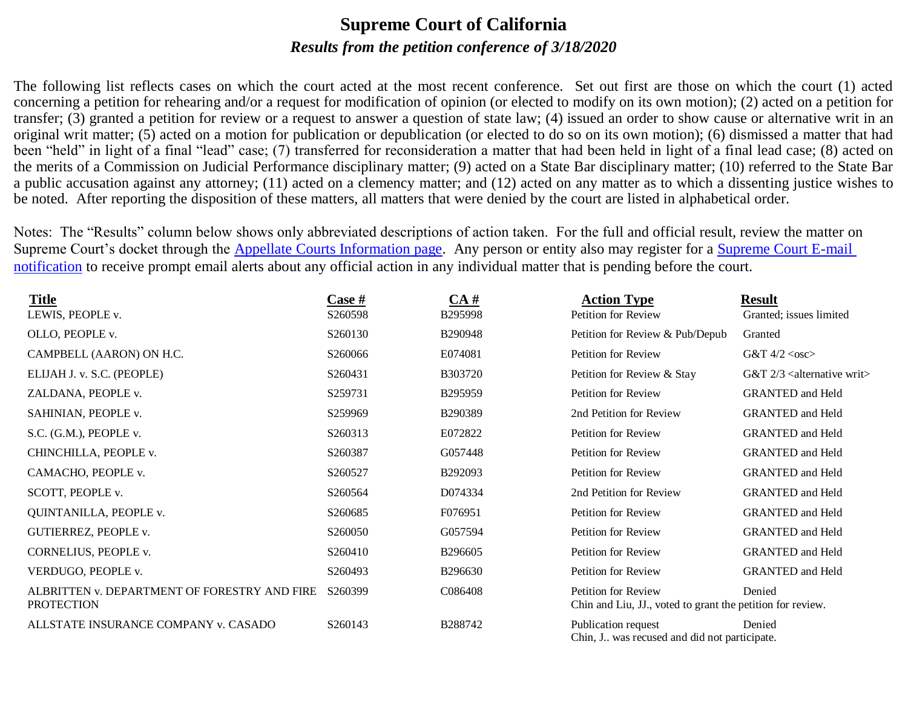# Supreme Court of California

## *Results from the petition conference of 3/18/2020*

The following list reflects cases on which the court acted at the most recent conference. Set out first are those on which the court (1) acted concerning a petition for rehearing and/or a request for modification of opinion (or elected to modify on its own motion); (2) acted on a petition for transfer; (3) granted a petition for review or a request to answer a question of state law; (4) issued an order to show cause or alternative writ in an original writ matter; (5) acted on a motion for publication or depublication (or elected to do so on its own motion); (6) dismissed a matter that had been "held" in light of a final "lead" case; (7) transferred for reconsideration a matter that had been held in light of a final lead case; (8) acted on the merits of a Commission on Judicial Performance disciplinary matter; (9) acted on a State Bar disciplinary matter; (10) referred to the State Bar a public accusation against any attorney; (11) acted on a clemency matter; and (12) acted on any matter as to which a dissenting justice wishes to be noted. After reporting the disposition of these matters, all matters that were denied by the court are listed in alphabetical order.

Notes: The "Results" column below shows only abbreviated descriptions of action taken. For the full and official result, review the matter on Supreme Court's docket through the Appellate Courts Information page. Any person or entity also may register for a Supreme Court E-mail notification to receive prompt email alerts about any official action in any individual matter that is pending before the court.

| Title | Case # | CA # | Action Type | Result |
|---|---|---|---|---|
| LEWIS, PEOPLE v. | S260598 | B295998 | Petition for Review | Granted; issues limited |
| OLLO, PEOPLE v. | S260130 | B290948 | Petition for Review & Pub/Depub | Granted |
| CAMPBELL (AARON) ON H.C. | S260066 | E074081 | Petition for Review | G&T 4/2 <osc> |
| ELIJAH J. v. S.C. (PEOPLE) | S260431 | B303720 | Petition for Review & Stay | G&T 2/3 <alternative writ> |
| ZALDANA, PEOPLE v. | S259731 | B295959 | Petition for Review | GRANTED and Held |
| SAHINIAN, PEOPLE v. | S259969 | B290389 | 2nd Petition for Review | GRANTED and Held |
| S.C. (G.M.), PEOPLE v. | S260313 | E072822 | Petition for Review | GRANTED and Held |
| CHINCHILLA, PEOPLE v. | S260387 | G057448 | Petition for Review | GRANTED and Held |
| CAMACHO, PEOPLE v. | S260527 | B292093 | Petition for Review | GRANTED and Held |
| SCOTT, PEOPLE v. | S260564 | D074334 | 2nd Petition for Review | GRANTED and Held |
| QUINTANILLA, PEOPLE v. | S260685 | F076951 | Petition for Review | GRANTED and Held |
| GUTIERREZ, PEOPLE v. | S260050 | G057594 | Petition for Review | GRANTED and Held |
| CORNELIUS, PEOPLE v. | S260410 | B296605 | Petition for Review | GRANTED and Held |
| VERDUGO, PEOPLE v. | S260493 | B296630 | Petition for Review | GRANTED and Held |
| ALBRITTEN v. DEPARTMENT OF FORESTRY AND FIRE PROTECTION | S260399 | C086408 | Petition for Review<br>Chin and Liu, JJ., voted to grant the petition for review. | Denied |
| ALLSTATE INSURANCE COMPANY v. CASADO | S260143 | B288742 | Publication request<br>Chin, J.. was recused and did not participate. | Denied |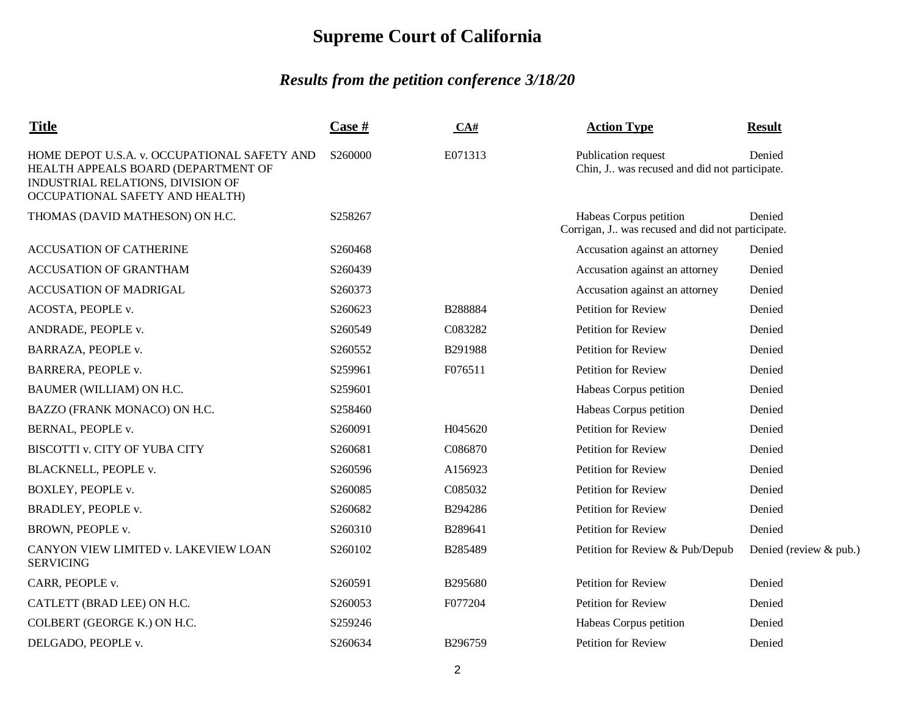# Supreme Court of California

## *Results from the petition conference 3/18/20*

| Title | Case # | CA# | Action Type | Result |
|---|---|---|---|---|
| HOME DEPOT U.S.A. v. OCCUPATIONAL SAFETY AND HEALTH APPEALS BOARD (DEPARTMENT OF INDUSTRIAL RELATIONS, DIVISION OF OCCUPATIONAL SAFETY AND HEALTH) | S260000 | E071313 | Publication request<br>Chin, J.. was recused and did not participate. | Denied |
| THOMAS (DAVID MATHESON) ON H.C. | S258267 | | Habeas Corpus petition<br>Corrigan, J.. was recused and did not participate. | Denied |
| ACCUSATION OF CATHERINE | S260468 | | Accusation against an attorney | Denied |
| ACCUSATION OF GRANTHAM | S260439 | | Accusation against an attorney | Denied |
| ACCUSATION OF MADRIGAL | S260373 | | Accusation against an attorney | Denied |
| ACOSTA, PEOPLE v. | S260623 | B288884 | Petition for Review | Denied |
| ANDRADE, PEOPLE v. | S260549 | C083282 | Petition for Review | Denied |
| BARRAZA, PEOPLE v. | S260552 | B291988 | Petition for Review | Denied |
| BARRERA, PEOPLE v. | S259961 | F076511 | Petition for Review | Denied |
| BAUMER (WILLIAM) ON H.C. | S259601 | | Habeas Corpus petition | Denied |
| BAZZO (FRANK MONACO) ON H.C. | S258460 | | Habeas Corpus petition | Denied |
| BERNAL, PEOPLE v. | S260091 | H045620 | Petition for Review | Denied |
| BISCOTTI v. CITY OF YUBA CITY | S260681 | C086870 | Petition for Review | Denied |
| BLACKNELL, PEOPLE v. | S260596 | A156923 | Petition for Review | Denied |
| BOXLEY, PEOPLE v. | S260085 | C085032 | Petition for Review | Denied |
| BRADLEY, PEOPLE v. | S260682 | B294286 | Petition for Review | Denied |
| BROWN, PEOPLE v. | S260310 | B289641 | Petition for Review | Denied |
| CANYON VIEW LIMITED v. LAKEVIEW LOAN SERVICING | S260102 | B285489 | Petition for Review & Pub/Depub | Denied (review & pub.) |
| CARR, PEOPLE v. | S260591 | B295680 | Petition for Review | Denied |
| CATLETT (BRAD LEE) ON H.C. | S260053 | F077204 | Petition for Review | Denied |
| COLBERT (GEORGE K.) ON H.C. | S259246 | | Habeas Corpus petition | Denied |
| DELGADO, PEOPLE v. | S260634 | B296759 | Petition for Review | Denied |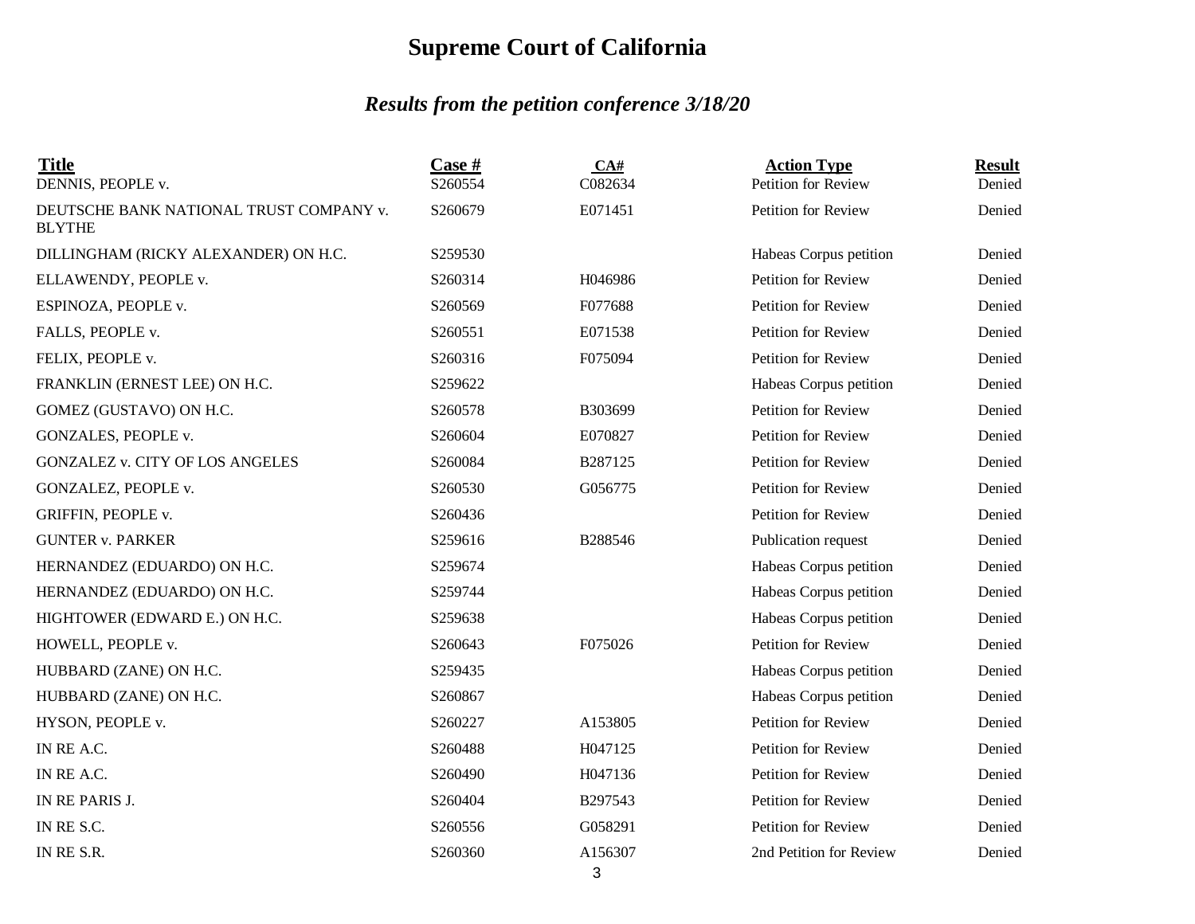# Supreme Court of California

## *Results from the petition conference 3/18/20*

| Title | Case # | CA# | Action Type | Result |
|---|---|---|---|---|
| DENNIS, PEOPLE v. | S260554 | C082634 | Petition for Review | Denied |
| DEUTSCHE BANK NATIONAL TRUST COMPANY v. BLYTHE | S260679 | E071451 | Petition for Review | Denied |
| DILLINGHAM (RICKY ALEXANDER) ON H.C. | S259530 | | Habeas Corpus petition | Denied |
| ELLAWENDY, PEOPLE v. | S260314 | H046986 | Petition for Review | Denied |
| ESPINOZA, PEOPLE v. | S260569 | F077688 | Petition for Review | Denied |
| FALLS, PEOPLE v. | S260551 | E071538 | Petition for Review | Denied |
| FELIX, PEOPLE v. | S260316 | F075094 | Petition for Review | Denied |
| FRANKLIN (ERNEST LEE) ON H.C. | S259622 | | Habeas Corpus petition | Denied |
| GOMEZ (GUSTAVO) ON H.C. | S260578 | B303699 | Petition for Review | Denied |
| GONZALES, PEOPLE v. | S260604 | E070827 | Petition for Review | Denied |
| GONZALEZ v. CITY OF LOS ANGELES | S260084 | B287125 | Petition for Review | Denied |
| GONZALEZ, PEOPLE v. | S260530 | G056775 | Petition for Review | Denied |
| GRIFFIN, PEOPLE v. | S260436 | | Petition for Review | Denied |
| GUNTER v. PARKER | S259616 | B288546 | Publication request | Denied |
| HERNANDEZ (EDUARDO) ON H.C. | S259674 | | Habeas Corpus petition | Denied |
| HERNANDEZ (EDUARDO) ON H.C. | S259744 | | Habeas Corpus petition | Denied |
| HIGHTOWER (EDWARD E.) ON H.C. | S259638 | | Habeas Corpus petition | Denied |
| HOWELL, PEOPLE v. | S260643 | F075026 | Petition for Review | Denied |
| HUBBARD (ZANE) ON H.C. | S259435 | | Habeas Corpus petition | Denied |
| HUBBARD (ZANE) ON H.C. | S260867 | | Habeas Corpus petition | Denied |
| HYSON, PEOPLE v. | S260227 | A153805 | Petition for Review | Denied |
| IN RE A.C. | S260488 | H047125 | Petition for Review | Denied |
| IN RE A.C. | S260490 | H047136 | Petition for Review | Denied |
| IN RE PARIS J. | S260404 | B297543 | Petition for Review | Denied |
| IN RE S.C. | S260556 | G058291 | Petition for Review | Denied |
| IN RE S.R. | S260360 | A156307 | 2nd Petition for Review | Denied |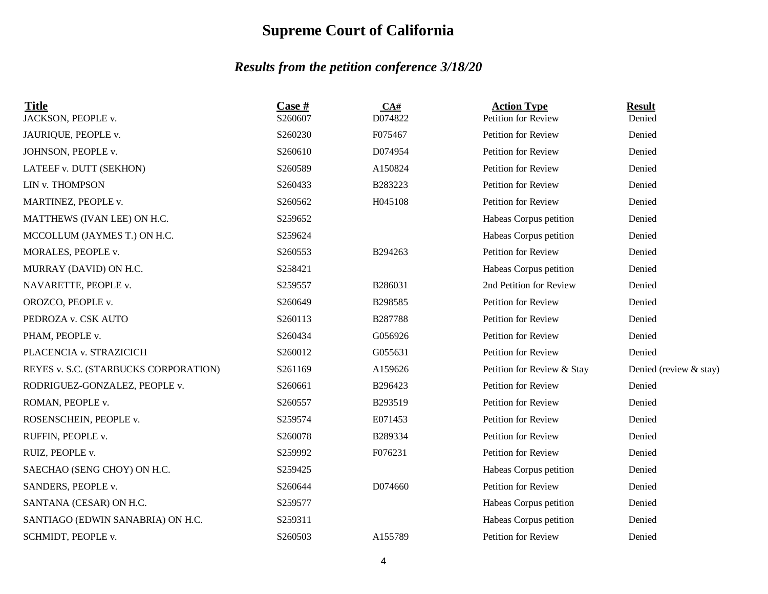# Supreme Court of California

## *Results from the petition conference 3/18/20*

| Title | Case # | CA# | Action Type | Result |
|---|---|---|---|---|
| JACKSON, PEOPLE v. | S260607 | D074822 | Petition for Review | Denied |
| JAURIQUE, PEOPLE v. | S260230 | F075467 | Petition for Review | Denied |
| JOHNSON, PEOPLE v. | S260610 | D074954 | Petition for Review | Denied |
| LATEEF v. DUTT (SEKHON) | S260589 | A150824 | Petition for Review | Denied |
| LIN v. THOMPSON | S260433 | B283223 | Petition for Review | Denied |
| MARTINEZ, PEOPLE v. | S260562 | H045108 | Petition for Review | Denied |
| MATTHEWS (IVAN LEE) ON H.C. | S259652 | | Habeas Corpus petition | Denied |
| MCCOLLUM (JAYMES T.) ON H.C. | S259624 | | Habeas Corpus petition | Denied |
| MORALES, PEOPLE v. | S260553 | B294263 | Petition for Review | Denied |
| MURRAY (DAVID) ON H.C. | S258421 | | Habeas Corpus petition | Denied |
| NAVARETTE, PEOPLE v. | S259557 | B286031 | 2nd Petition for Review | Denied |
| OROZCO, PEOPLE v. | S260649 | B298585 | Petition for Review | Denied |
| PEDROZA v. CSK AUTO | S260113 | B287788 | Petition for Review | Denied |
| PHAM, PEOPLE v. | S260434 | G056926 | Petition for Review | Denied |
| PLACENCIA v. STRAZICICH | S260012 | G055631 | Petition for Review | Denied |
| REYES v. S.C. (STARBUCKS CORPORATION) | S261169 | A159626 | Petition for Review & Stay | Denied (review & stay) |
| RODRIGUEZ-GONZALEZ, PEOPLE v. | S260661 | B296423 | Petition for Review | Denied |
| ROMAN, PEOPLE v. | S260557 | B293519 | Petition for Review | Denied |
| ROSENSCHEIN, PEOPLE v. | S259574 | E071453 | Petition for Review | Denied |
| RUFFIN, PEOPLE v. | S260078 | B289334 | Petition for Review | Denied |
| RUIZ, PEOPLE v. | S259992 | F076231 | Petition for Review | Denied |
| SAECHAO (SENG CHOY) ON H.C. | S259425 | | Habeas Corpus petition | Denied |
| SANDERS, PEOPLE v. | S260644 | D074660 | Petition for Review | Denied |
| SANTANA (CESAR) ON H.C. | S259577 | | Habeas Corpus petition | Denied |
| SANTIAGO (EDWIN SANABRIA) ON H.C. | S259311 | | Habeas Corpus petition | Denied |
| SCHMIDT, PEOPLE v. | S260503 | A155789 | Petition for Review | Denied |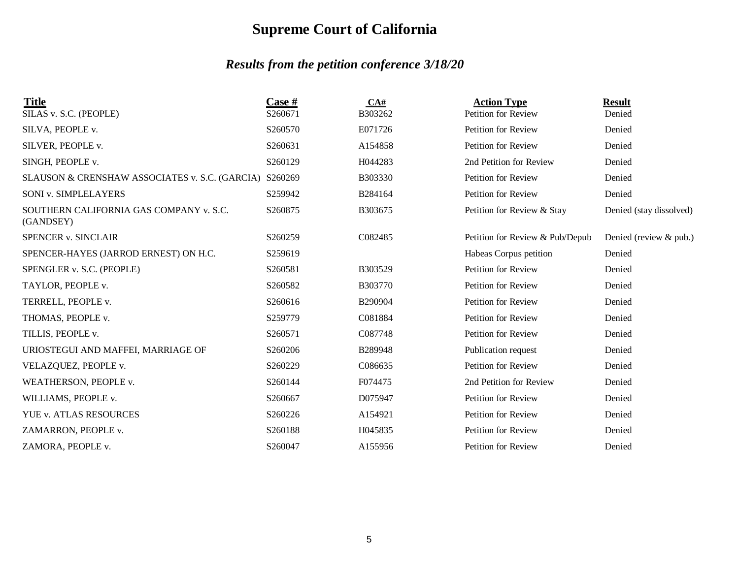# Supreme Court of California

## *Results from the petition conference 3/18/20*

| Title | Case # | CA# | Action Type | Result |
|---|---|---|---|---|
| SILAS v. S.C. (PEOPLE) | S260671 | B303262 | Petition for Review | Denied |
| SILVA, PEOPLE v. | S260570 | E071726 | Petition for Review | Denied |
| SILVER, PEOPLE v. | S260631 | A154858 | Petition for Review | Denied |
| SINGH, PEOPLE v. | S260129 | H044283 | 2nd Petition for Review | Denied |
| SLAUSON & CRENSHAW ASSOCIATES v. S.C. (GARCIA) | S260269 | B303330 | Petition for Review | Denied |
| SONI v. SIMPLELAYERS | S259942 | B284164 | Petition for Review | Denied |
| SOUTHERN CALIFORNIA GAS COMPANY v. S.C. (GANDSEY) | S260875 | B303675 | Petition for Review & Stay | Denied (stay dissolved) |
| SPENCER v. SINCLAIR | S260259 | C082485 | Petition for Review & Pub/Depub | Denied (review & pub.) |
| SPENCER-HAYES (JARROD ERNEST) ON H.C. | S259619 | | Habeas Corpus petition | Denied |
| SPENGLER v. S.C. (PEOPLE) | S260581 | B303529 | Petition for Review | Denied |
| TAYLOR, PEOPLE v. | S260582 | B303770 | Petition for Review | Denied |
| TERRELL, PEOPLE v. | S260616 | B290904 | Petition for Review | Denied |
| THOMAS, PEOPLE v. | S259779 | C081884 | Petition for Review | Denied |
| TILLIS, PEOPLE v. | S260571 | C087748 | Petition for Review | Denied |
| URIOSTEGUI AND MAFFEI, MARRIAGE OF | S260206 | B289948 | Publication request | Denied |
| VELAZQUEZ, PEOPLE v. | S260229 | C086635 | Petition for Review | Denied |
| WEATHERSON, PEOPLE v. | S260144 | F074475 | 2nd Petition for Review | Denied |
| WILLIAMS, PEOPLE v. | S260667 | D075947 | Petition for Review | Denied |
| YUE v. ATLAS RESOURCES | S260226 | A154921 | Petition for Review | Denied |
| ZAMARRON, PEOPLE v. | S260188 | H045835 | Petition for Review | Denied |
| ZAMORA, PEOPLE v. | S260047 | A155956 | Petition for Review | Denied |